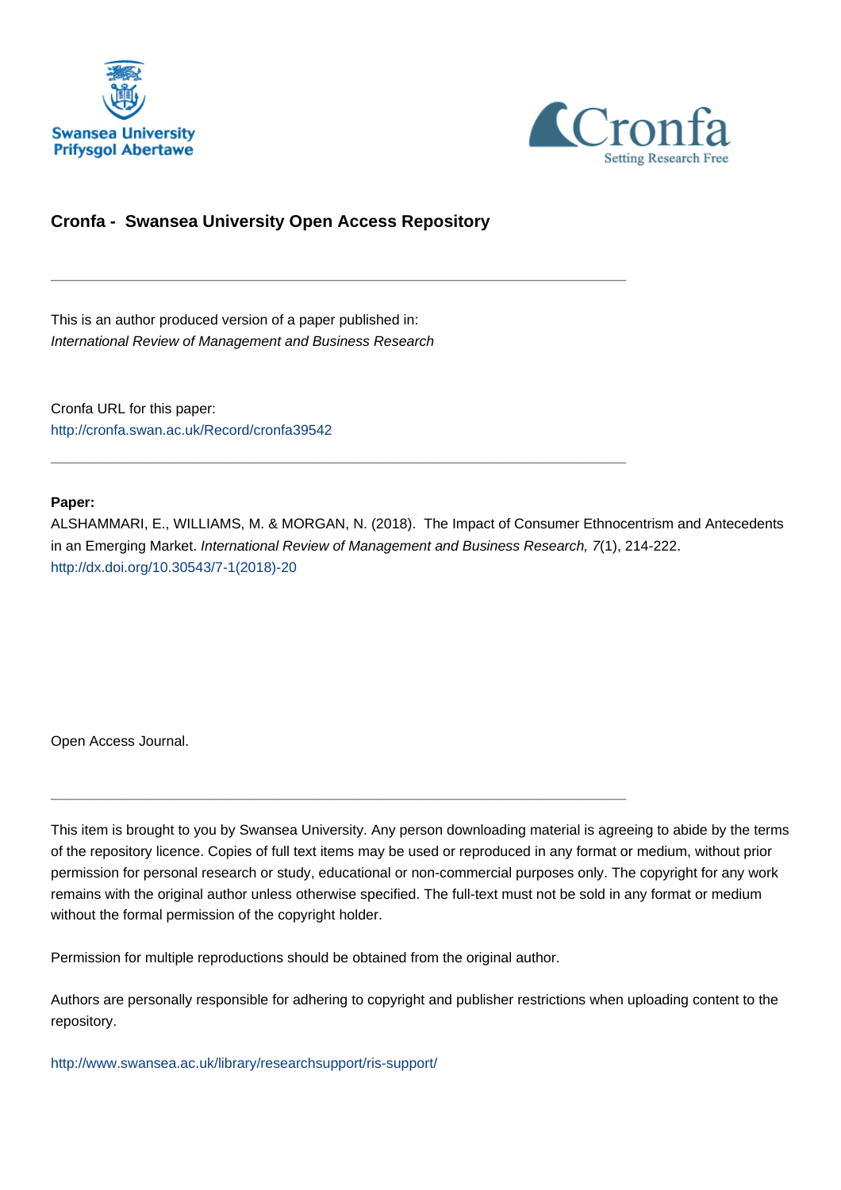Swansea University
Prifysgol Abertawe

Cronfa
Setting Research Free

# Cronfa - Swansea University Open Access Repository

---

This is an author produced version of a paper published in:
*International Review of Management and Business Research*

Cronfa URL for this paper:
http://cronfa.swan.ac.uk/Record/cronfa39542

---

**Paper:**
ALSHAMMARI, E., WILLIAMS, M. & MORGAN, N. (2018). The Impact of Consumer Ethnocentrism and Antecedents in an Emerging Market. *International Review of Management and Business Research, 7*(1), 214-222.
http://dx.doi.org/10.30543/7-1(2018)-20

Open Access Journal.

---

This item is brought to you by Swansea University. Any person downloading material is agreeing to abide by the terms of the repository licence. Copies of full text items may be used or reproduced in any format or medium, without prior permission for personal research or study, educational or non-commercial purposes only. The copyright for any work remains with the original author unless otherwise specified. The full-text must not be sold in any format or medium without the formal permission of the copyright holder.

Permission for multiple reproductions should be obtained from the original author.

Authors are personally responsible for adhering to copyright and publisher restrictions when uploading content to the repository.

http://www.swansea.ac.uk/library/researchsupport/ris-support/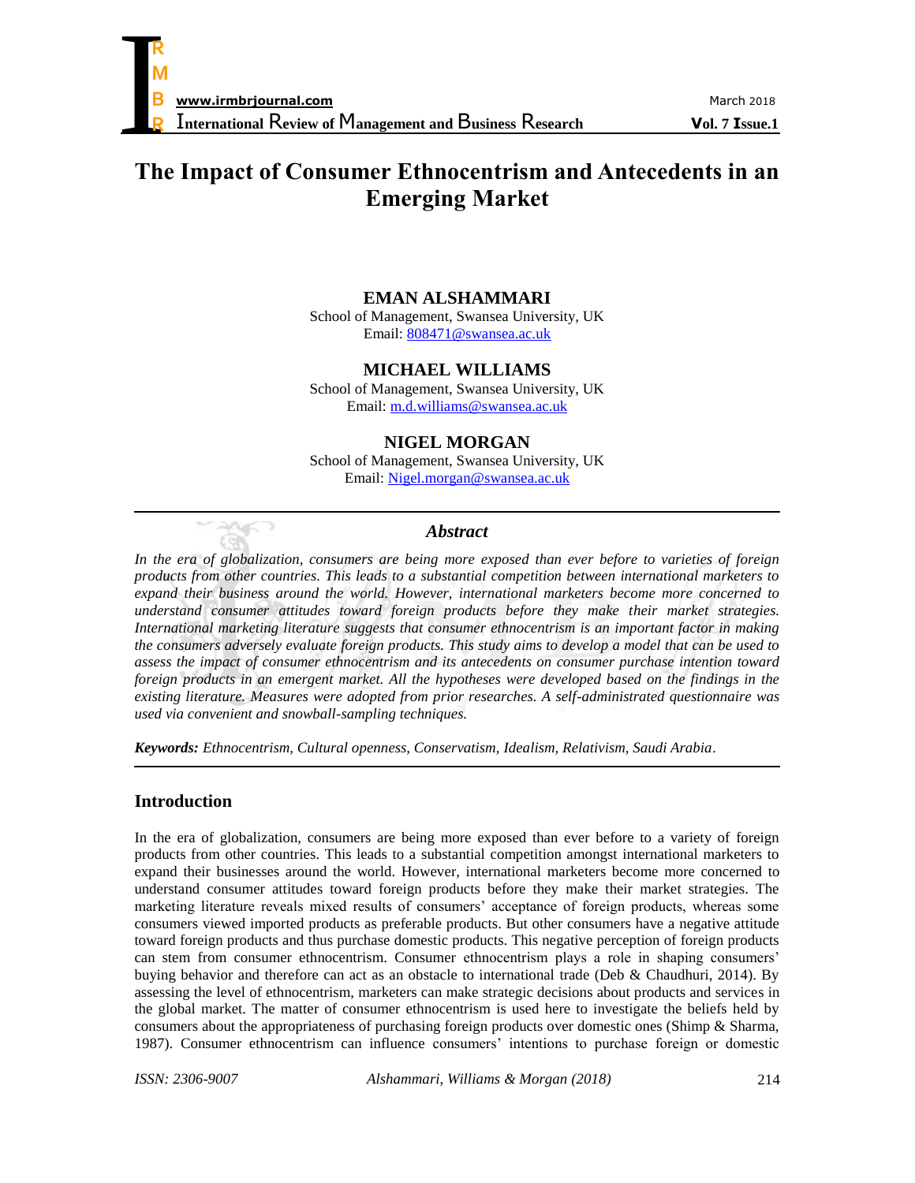# The Impact of Consumer Ethnocentrism and Antecedents in an Emerging Market

**EMAN ALSHAMMARI**
School of Management, Swansea University, UK
Email: 808471@swansea.ac.uk

**MICHAEL WILLIAMS**
School of Management, Swansea University, UK
Email: m.d.williams@swansea.ac.uk

**NIGEL MORGAN**
School of Management, Swansea University, UK
Email: Nigel.morgan@swansea.ac.uk

## *Abstract*

*In the era of globalization, consumers are being more exposed than ever before to varieties of foreign products from other countries. This leads to a substantial competition between international marketers to expand their business around the world. However, international marketers become more concerned to understand consumer attitudes toward foreign products before they make their market strategies. International marketing literature suggests that consumer ethnocentrism is an important factor in making the consumers adversely evaluate foreign products. This study aims to develop a model that can be used to assess the impact of consumer ethnocentrism and its antecedents on consumer purchase intention toward foreign products in an emergent market. All the hypotheses were developed based on the findings in the existing literature. Measures were adopted from prior researches. A self-administrated questionnaire was used via convenient and snowball-sampling techniques.*

***Keywords:*** *Ethnocentrism, Cultural openness, Conservatism, Idealism, Relativism, Saudi Arabia*.

## Introduction

In the era of globalization, consumers are being more exposed than ever before to a variety of foreign products from other countries. This leads to a substantial competition amongst international marketers to expand their businesses around the world. However, international marketers become more concerned to understand consumer attitudes toward foreign products before they make their market strategies. The marketing literature reveals mixed results of consumers' acceptance of foreign products, whereas some consumers viewed imported products as preferable products. But other consumers have a negative attitude toward foreign products and thus purchase domestic products. This negative perception of foreign products can stem from consumer ethnocentrism. Consumer ethnocentrism plays a role in shaping consumers' buying behavior and therefore can act as an obstacle to international trade (Deb & Chaudhuri, 2014). By assessing the level of ethnocentrism, marketers can make strategic decisions about products and services in the global market. The matter of consumer ethnocentrism is used here to investigate the beliefs held by consumers about the appropriateness of purchasing foreign products over domestic ones (Shimp & Sharma, 1987). Consumer ethnocentrism can influence consumers' intentions to purchase foreign or domestic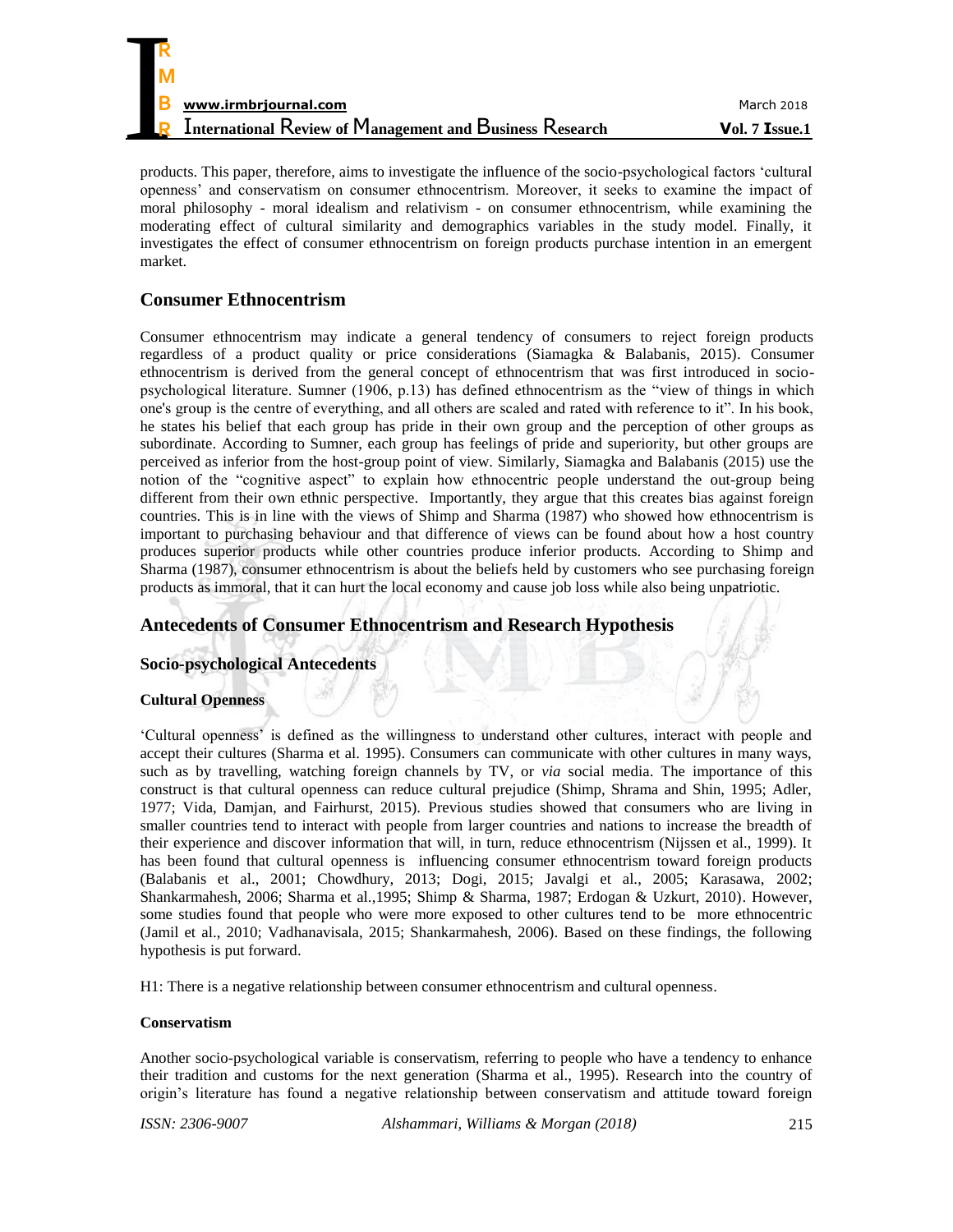products. This paper, therefore, aims to investigate the influence of the socio-psychological factors 'cultural openness' and conservatism on consumer ethnocentrism. Moreover, it seeks to examine the impact of moral philosophy - moral idealism and relativism - on consumer ethnocentrism, while examining the moderating effect of cultural similarity and demographics variables in the study model. Finally, it investigates the effect of consumer ethnocentrism on foreign products purchase intention in an emergent market.

## Consumer Ethnocentrism

Consumer ethnocentrism may indicate a general tendency of consumers to reject foreign products regardless of a product quality or price considerations (Siamagka & Balabanis, 2015). Consumer ethnocentrism is derived from the general concept of ethnocentrism that was first introduced in socio-psychological literature. Sumner (1906, p.13) has defined ethnocentrism as the "view of things in which one's group is the centre of everything, and all others are scaled and rated with reference to it". In his book, he states his belief that each group has pride in their own group and the perception of other groups as subordinate. According to Sumner, each group has feelings of pride and superiority, but other groups are perceived as inferior from the host-group point of view. Similarly, Siamagka and Balabanis (2015) use the notion of the "cognitive aspect" to explain how ethnocentric people understand the out-group being different from their own ethnic perspective. Importantly, they argue that this creates bias against foreign countries. This is in line with the views of Shimp and Sharma (1987) who showed how ethnocentrism is important to purchasing behaviour and that difference of views can be found about how a host country produces superior products while other countries produce inferior products. According to Shimp and Sharma (1987), consumer ethnocentrism is about the beliefs held by customers who see purchasing foreign products as immoral, that it can hurt the local economy and cause job loss while also being unpatriotic.

## Antecedents of Consumer Ethnocentrism and Research Hypothesis

### Socio-psychological Antecedents

#### Cultural Openness

'Cultural openness' is defined as the willingness to understand other cultures, interact with people and accept their cultures (Sharma et al. 1995). Consumers can communicate with other cultures in many ways, such as by travelling, watching foreign channels by TV, or *via* social media. The importance of this construct is that cultural openness can reduce cultural prejudice (Shimp, Shrama and Shin, 1995; Adler, 1977; Vida, Damjan, and Fairhurst, 2015). Previous studies showed that consumers who are living in smaller countries tend to interact with people from larger countries and nations to increase the breadth of their experience and discover information that will, in turn, reduce ethnocentrism (Nijssen et al., 1999). It has been found that cultural openness is influencing consumer ethnocentrism toward foreign products (Balabanis et al., 2001; Chowdhury, 2013; Dogi, 2015; Javalgi et al., 2005; Karasawa, 2002; Shankarmahesh, 2006; Sharma et al.,1995; Shimp & Sharma, 1987; Erdogan & Uzkurt, 2010). However, some studies found that people who were more exposed to other cultures tend to be more ethnocentric (Jamil et al., 2010; Vadhanavisala, 2015; Shankarmahesh, 2006). Based on these findings, the following hypothesis is put forward.

H1: There is a negative relationship between consumer ethnocentrism and cultural openness.

#### Conservatism

Another socio-psychological variable is conservatism, referring to people who have a tendency to enhance their tradition and customs for the next generation (Sharma et al., 1995). Research into the country of origin's literature has found a negative relationship between conservatism and attitude toward foreign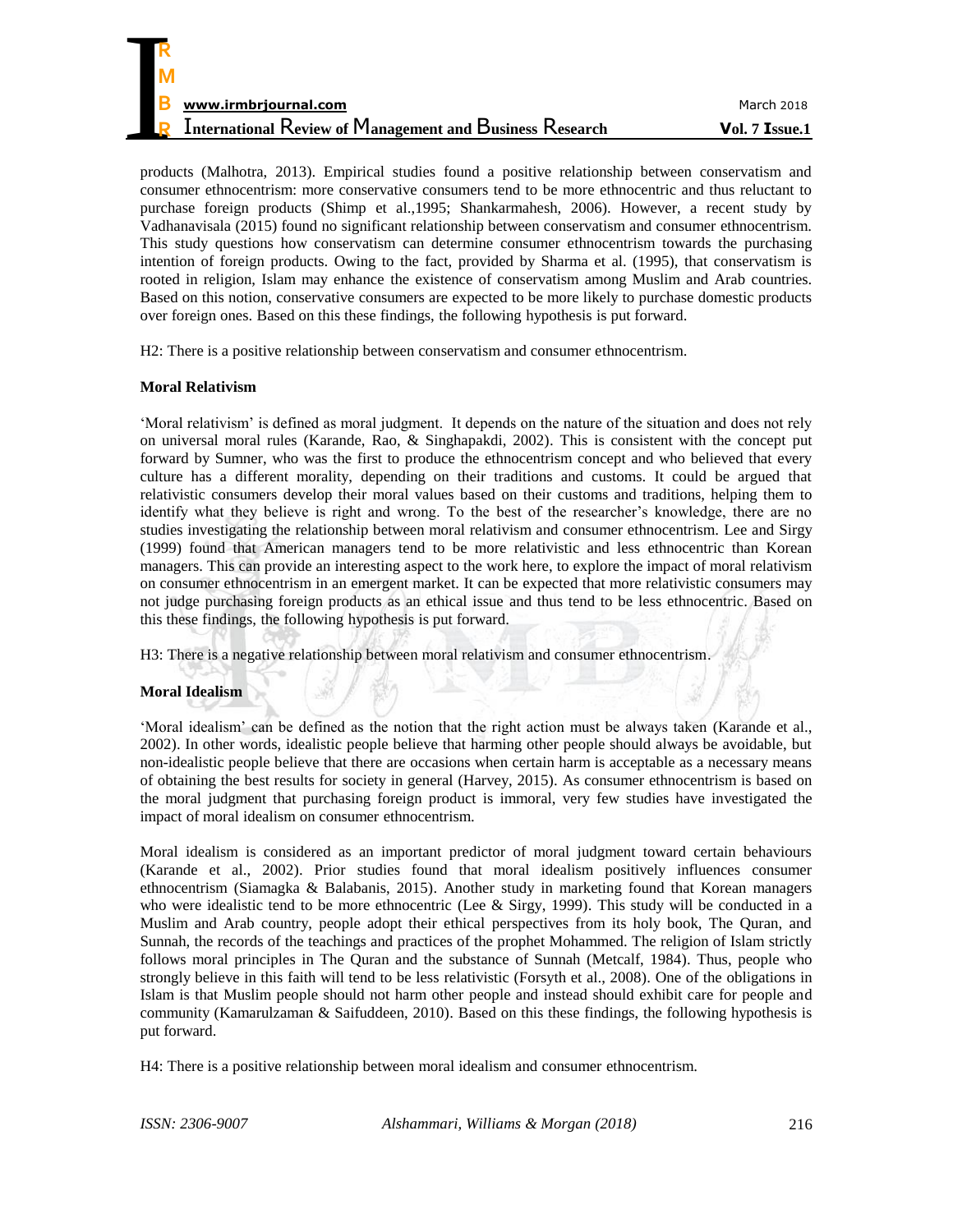products (Malhotra, 2013). Empirical studies found a positive relationship between conservatism and consumer ethnocentrism: more conservative consumers tend to be more ethnocentric and thus reluctant to purchase foreign products (Shimp et al.,1995; Shankarmahesh, 2006). However, a recent study by Vadhanavisala (2015) found no significant relationship between conservatism and consumer ethnocentrism. This study questions how conservatism can determine consumer ethnocentrism towards the purchasing intention of foreign products. Owing to the fact, provided by Sharma et al. (1995), that conservatism is rooted in religion, Islam may enhance the existence of conservatism among Muslim and Arab countries. Based on this notion, conservative consumers are expected to be more likely to purchase domestic products over foreign ones. Based on this these findings, the following hypothesis is put forward.

H2: There is a positive relationship between conservatism and consumer ethnocentrism.

**Moral Relativism**

'Moral relativism' is defined as moral judgment. It depends on the nature of the situation and does not rely on universal moral rules (Karande, Rao, & Singhapakdi, 2002). This is consistent with the concept put forward by Sumner, who was the first to produce the ethnocentrism concept and who believed that every culture has a different morality, depending on their traditions and customs. It could be argued that relativistic consumers develop their moral values based on their customs and traditions, helping them to identify what they believe is right and wrong. To the best of the researcher's knowledge, there are no studies investigating the relationship between moral relativism and consumer ethnocentrism. Lee and Sirgy (1999) found that American managers tend to be more relativistic and less ethnocentric than Korean managers. This can provide an interesting aspect to the work here, to explore the impact of moral relativism on consumer ethnocentrism in an emergent market. It can be expected that more relativistic consumers may not judge purchasing foreign products as an ethical issue and thus tend to be less ethnocentric. Based on this these findings, the following hypothesis is put forward.

H3: There is a negative relationship between moral relativism and consumer ethnocentrism.

**Moral Idealism**

'Moral idealism' can be defined as the notion that the right action must be always taken (Karande et al., 2002). In other words, idealistic people believe that harming other people should always be avoidable, but non-idealistic people believe that there are occasions when certain harm is acceptable as a necessary means of obtaining the best results for society in general (Harvey, 2015). As consumer ethnocentrism is based on the moral judgment that purchasing foreign product is immoral, very few studies have investigated the impact of moral idealism on consumer ethnocentrism.

Moral idealism is considered as an important predictor of moral judgment toward certain behaviours (Karande et al., 2002). Prior studies found that moral idealism positively influences consumer ethnocentrism (Siamagka & Balabanis, 2015). Another study in marketing found that Korean managers who were idealistic tend to be more ethnocentric (Lee & Sirgy, 1999). This study will be conducted in a Muslim and Arab country, people adopt their ethical perspectives from its holy book, The Quran, and Sunnah, the records of the teachings and practices of the prophet Mohammed. The religion of Islam strictly follows moral principles in The Quran and the substance of Sunnah (Metcalf, 1984). Thus, people who strongly believe in this faith will tend to be less relativistic (Forsyth et al., 2008). One of the obligations in Islam is that Muslim people should not harm other people and instead should exhibit care for people and community (Kamarulzaman & Saifuddeen, 2010). Based on this these findings, the following hypothesis is put forward.

H4: There is a positive relationship between moral idealism and consumer ethnocentrism.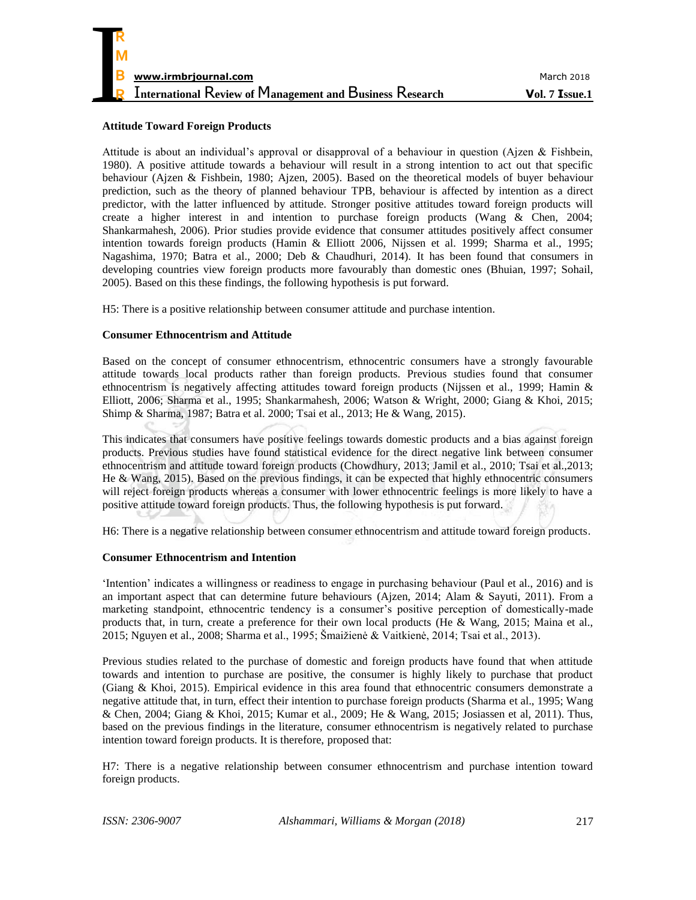**Attitude Toward Foreign Products**

Attitude is about an individual's approval or disapproval of a behaviour in question (Ajzen & Fishbein, 1980). A positive attitude towards a behaviour will result in a strong intention to act out that specific behaviour (Ajzen & Fishbein, 1980; Ajzen, 2005). Based on the theoretical models of buyer behaviour prediction, such as the theory of planned behaviour TPB, behaviour is affected by intention as a direct predictor, with the latter influenced by attitude. Stronger positive attitudes toward foreign products will create a higher interest in and intention to purchase foreign products (Wang & Chen, 2004; Shankarmahesh, 2006). Prior studies provide evidence that consumer attitudes positively affect consumer intention towards foreign products (Hamin & Elliott 2006, Nijssen et al. 1999; Sharma et al., 1995; Nagashima, 1970; Batra et al., 2000; Deb & Chaudhuri, 2014). It has been found that consumers in developing countries view foreign products more favourably than domestic ones (Bhuian, 1997; Sohail, 2005). Based on this these findings, the following hypothesis is put forward.

H5: There is a positive relationship between consumer attitude and purchase intention.

**Consumer Ethnocentrism and Attitude**

Based on the concept of consumer ethnocentrism, ethnocentric consumers have a strongly favourable attitude towards local products rather than foreign products. Previous studies found that consumer ethnocentrism is negatively affecting attitudes toward foreign products (Nijssen et al., 1999; Hamin & Elliott, 2006; Sharma et al., 1995; Shankarmahesh, 2006; Watson & Wright, 2000; Giang & Khoi, 2015; Shimp & Sharma, 1987; Batra et al. 2000; Tsai et al., 2013; He & Wang, 2015).

This indicates that consumers have positive feelings towards domestic products and a bias against foreign products. Previous studies have found statistical evidence for the direct negative link between consumer ethnocentrism and attitude toward foreign products (Chowdhury, 2013; Jamil et al., 2010; Tsai et al.,2013; He & Wang, 2015). Based on the previous findings, it can be expected that highly ethnocentric consumers will reject foreign products whereas a consumer with lower ethnocentric feelings is more likely to have a positive attitude toward foreign products. Thus, the following hypothesis is put forward.

H6: There is a negative relationship between consumer ethnocentrism and attitude toward foreign products.

**Consumer Ethnocentrism and Intention**

'Intention' indicates a willingness or readiness to engage in purchasing behaviour (Paul et al., 2016) and is an important aspect that can determine future behaviours (Ajzen, 2014; Alam & Sayuti, 2011). From a marketing standpoint, ethnocentric tendency is a consumer's positive perception of domestically-made products that, in turn, create a preference for their own local products (He & Wang, 2015; Maina et al., 2015; Nguyen et al., 2008; Sharma et al., 1995; Šmaižienė & Vaitkienė, 2014; Tsai et al., 2013).

Previous studies related to the purchase of domestic and foreign products have found that when attitude towards and intention to purchase are positive, the consumer is highly likely to purchase that product (Giang & Khoi, 2015). Empirical evidence in this area found that ethnocentric consumers demonstrate a negative attitude that, in turn, effect their intention to purchase foreign products (Sharma et al., 1995; Wang & Chen, 2004; Giang & Khoi, 2015; Kumar et al., 2009; He & Wang, 2015; Josiassen et al, 2011). Thus, based on the previous findings in the literature, consumer ethnocentrism is negatively related to purchase intention toward foreign products. It is therefore, proposed that:

H7: There is a negative relationship between consumer ethnocentrism and purchase intention toward foreign products.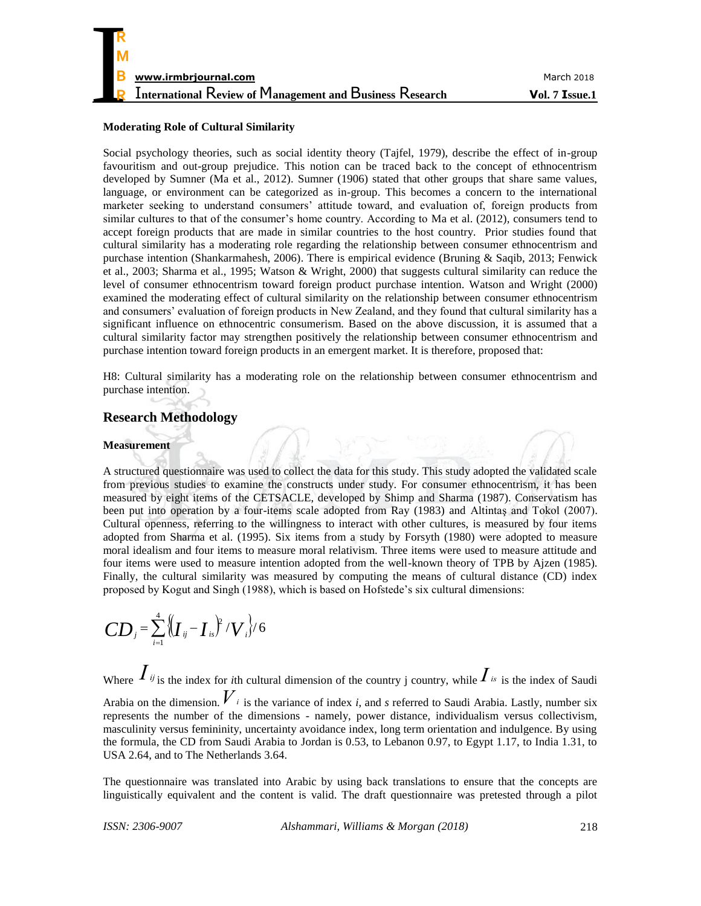### Moderating Role of Cultural Similarity

Social psychology theories, such as social identity theory (Tajfel, 1979), describe the effect of in-group favouritism and out-group prejudice. This notion can be traced back to the concept of ethnocentrism developed by Sumner (Ma et al., 2012). Sumner (1906) stated that other groups that share same values, language, or environment can be categorized as in-group. This becomes a concern to the international marketer seeking to understand consumers' attitude toward, and evaluation of, foreign products from similar cultures to that of the consumer's home country. According to Ma et al. (2012), consumers tend to accept foreign products that are made in similar countries to the host country. Prior studies found that cultural similarity has a moderating role regarding the relationship between consumer ethnocentrism and purchase intention (Shankarmahesh, 2006). There is empirical evidence (Bruning & Saqib, 2013; Fenwick et al., 2003; Sharma et al., 1995; Watson & Wright, 2000) that suggests cultural similarity can reduce the level of consumer ethnocentrism toward foreign product purchase intention. Watson and Wright (2000) examined the moderating effect of cultural similarity on the relationship between consumer ethnocentrism and consumers' evaluation of foreign products in New Zealand, and they found that cultural similarity has a significant influence on ethnocentric consumerism. Based on the above discussion, it is assumed that a cultural similarity factor may strengthen positively the relationship between consumer ethnocentrism and purchase intention toward foreign products in an emergent market. It is therefore, proposed that:

H8: Cultural similarity has a moderating role on the relationship between consumer ethnocentrism and purchase intention.

## Research Methodology

### Measurement

A structured questionnaire was used to collect the data for this study. This study adopted the validated scale from previous studies to examine the constructs under study. For consumer ethnocentrism, it has been measured by eight items of the CETSACLE, developed by Shimp and Sharma (1987). Conservatism has been put into operation by a four-items scale adopted from Ray (1983) and Altintaş and Tokol (2007). Cultural openness, referring to the willingness to interact with other cultures, is measured by four items adopted from Sharma et al. (1995). Six items from a study by Forsyth (1980) were adopted to measure moral idealism and four items to measure moral relativism. Three items were used to measure attitude and four items were used to measure intention adopted from the well-known theory of TPB by Ajzen (1985). Finally, the cultural similarity was measured by computing the means of cultural distance (CD) index proposed by Kogut and Singh (1988), which is based on Hofstede's six cultural dimensions:

$$CD_j = \sum_{i=1}^{4} \{(I_{ij} - I_{is})^2 / V_i\} / 6$$

Where $I_{ij}$ is the index for *i*th cultural dimension of the country j country, while $I_{is}$ is the index of Saudi Arabia on the dimension. $V_i$ is the variance of index *i*, and *s* referred to Saudi Arabia. Lastly, number six represents the number of the dimensions - namely, power distance, individualism versus collectivism, masculinity versus femininity, uncertainty avoidance index, long term orientation and indulgence. By using the formula, the CD from Saudi Arabia to Jordan is 0.53, to Lebanon 0.97, to Egypt 1.17, to India 1.31, to USA 2.64, and to The Netherlands 3.64.

The questionnaire was translated into Arabic by using back translations to ensure that the concepts are linguistically equivalent and the content is valid. The draft questionnaire was pretested through a pilot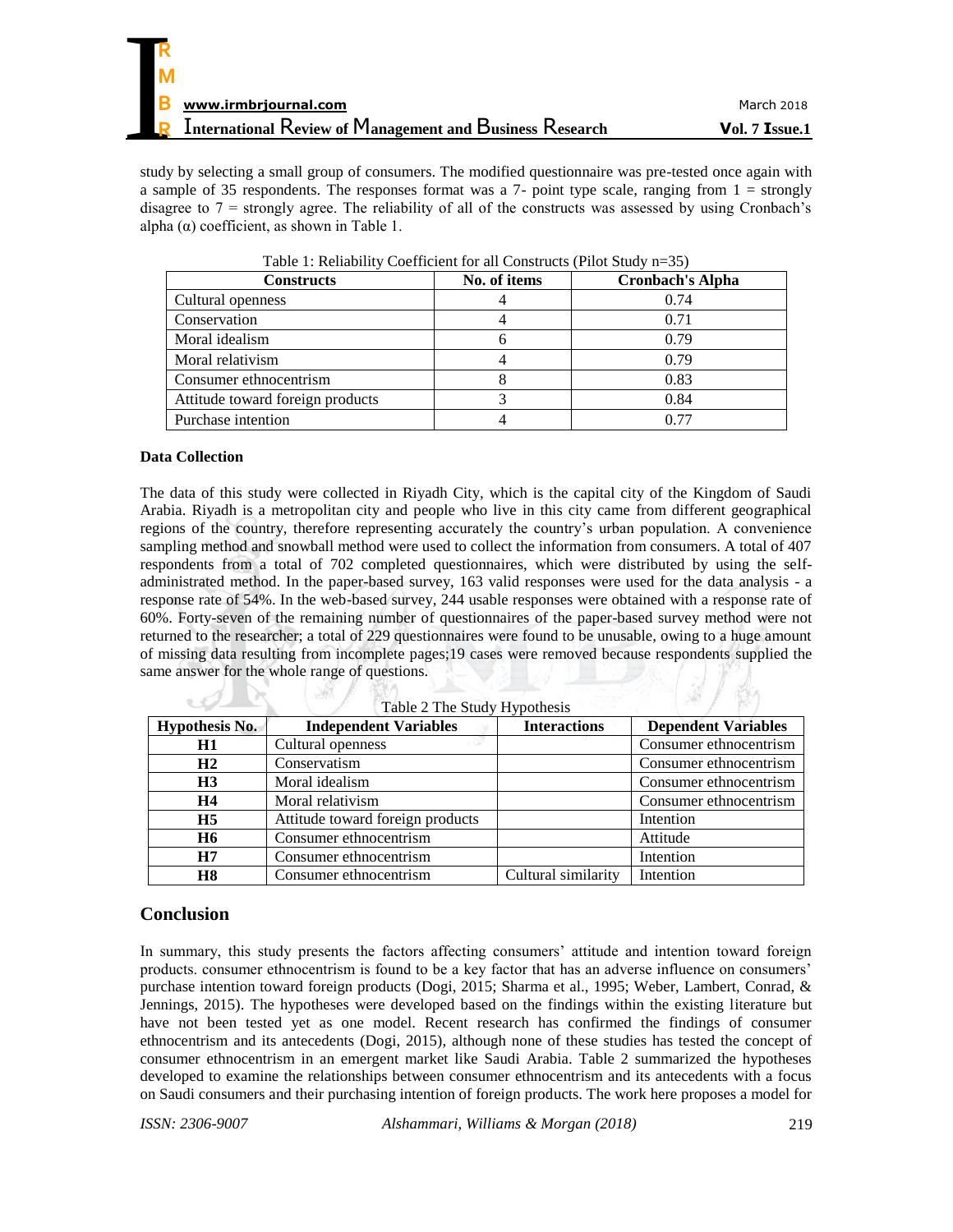study by selecting a small group of consumers. The modified questionnaire was pre-tested once again with a sample of 35 respondents. The responses format was a 7- point type scale, ranging from 1 = strongly disagree to 7 = strongly agree. The reliability of all of the constructs was assessed by using Cronbach's alpha (α) coefficient, as shown in Table 1.

Table 1: Reliability Coefficient for all Constructs (Pilot Study n=35)

| Constructs | No. of items | Cronbach's Alpha |
|---|---|---|
| Cultural openness | 4 | 0.74 |
| Conservation | 4 | 0.71 |
| Moral idealism | 6 | 0.79 |
| Moral relativism | 4 | 0.79 |
| Consumer ethnocentrism | 8 | 0.83 |
| Attitude toward foreign products | 3 | 0.84 |
| Purchase intention | 4 | 0.77 |

#### Data Collection

The data of this study were collected in Riyadh City, which is the capital city of the Kingdom of Saudi Arabia. Riyadh is a metropolitan city and people who live in this city came from different geographical regions of the country, therefore representing accurately the country's urban population. A convenience sampling method and snowball method were used to collect the information from consumers. A total of 407 respondents from a total of 702 completed questionnaires, which were distributed by using the self-administrated method. In the paper-based survey, 163 valid responses were used for the data analysis - a response rate of 54%. In the web-based survey, 244 usable responses were obtained with a response rate of 60%. Forty-seven of the remaining number of questionnaires of the paper-based survey method were not returned to the researcher; a total of 229 questionnaires were found to be unusable, owing to a huge amount of missing data resulting from incomplete pages;19 cases were removed because respondents supplied the same answer for the whole range of questions.

Table 2 The Study Hypothesis

| Hypothesis No. | Independent Variables | Interactions | Dependent Variables |
|---|---|---|---|
| **H1** | Cultural openness | | Consumer ethnocentrism |
| **H2** | Conservatism | | Consumer ethnocentrism |
| **H3** | Moral idealism | | Consumer ethnocentrism |
| **H4** | Moral relativism | | Consumer ethnocentrism |
| **H5** | Attitude toward foreign products | | Intention |
| **H6** | Consumer ethnocentrism | | Attitude |
| **H7** | Consumer ethnocentrism | | Intention |
| **H8** | Consumer ethnocentrism | Cultural similarity | Intention |

## Conclusion

In summary, this study presents the factors affecting consumers' attitude and intention toward foreign products. consumer ethnocentrism is found to be a key factor that has an adverse influence on consumers' purchase intention toward foreign products (Dogi, 2015; Sharma et al., 1995; Weber, Lambert, Conrad, & Jennings, 2015). The hypotheses were developed based on the findings within the existing literature but have not been tested yet as one model. Recent research has confirmed the findings of consumer ethnocentrism and its antecedents (Dogi, 2015), although none of these studies has tested the concept of consumer ethnocentrism in an emergent market like Saudi Arabia. Table 2 summarized the hypotheses developed to examine the relationships between consumer ethnocentrism and its antecedents with a focus on Saudi consumers and their purchasing intention of foreign products. The work here proposes a model for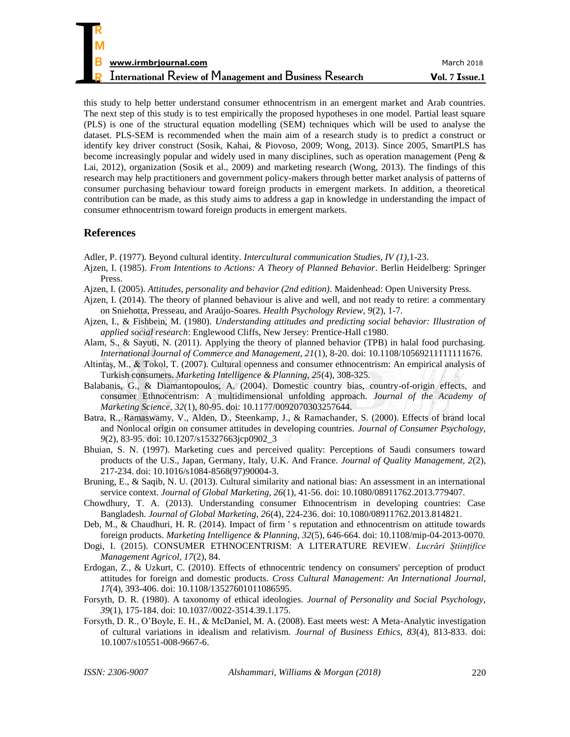this study to help better understand consumer ethnocentrism in an emergent market and Arab countries. The next step of this study is to test empirically the proposed hypotheses in one model. Partial least square (PLS) is one of the structural equation modelling (SEM) techniques which will be used to analyse the dataset. PLS-SEM is recommended when the main aim of a research study is to predict a construct or identify key driver construct (Sosik, Kahai, & Piovoso, 2009; Wong, 2013). Since 2005, SmartPLS has become increasingly popular and widely used in many disciplines, such as operation management (Peng & Lai, 2012), organization (Sosik et al., 2009) and marketing research (Wong, 2013). The findings of this research may help practitioners and government policy-makers through better market analysis of patterns of consumer purchasing behaviour toward foreign products in emergent markets. In addition, a theoretical contribution can be made, as this study aims to address a gap in knowledge in understanding the impact of consumer ethnocentrism toward foreign products in emergent markets.

## References

Adler, P. (1977). Beyond cultural identity. *Intercultural communication Studies, IV (1),*1-23.

Ajzen, I. (1985). *From Intentions to Actions: A Theory of Planned Behavior*. Berlin Heidelberg: Springer Press.

Ajzen, I. (2005). *Attitudes, personality and behavior (2nd edition)*. Maidenhead: Open University Press.

Ajzen, I. (2014). The theory of planned behaviour is alive and well, and not ready to retire: a commentary on Sniehotta, Presseau, and Araújo-Soares. *Health Psychology Review, 9*(2), 1-7.

Ajzen, I., & Fishbein, M. (1980). *Understanding attitudes and predicting social behavior: Illustration of applied social research*: Englewood Cliffs, New Jersey: Prentice-Hall c1980.

Alam, S., & Sayuti, N. (2011). Applying the theory of planned behavior (TPB) in halal food purchasing. *International Journal of Commerce and Management, 21*(1), 8-20. doi: 10.1108/10569211111111676.

Altintaş, M., & Tokol, T. (2007). Cultural openness and consumer ethnocentrism: An empirical analysis of Turkish consumers. *Marketing Intelligence & Planning, 25*(4), 308-325.

Balabanis, G., & Diamantopoulos, A. (2004). Domestic country bias, country-of-origin effects, and consumer Ethnocentrism: A multidimensional unfolding approach. *Journal of the Academy of Marketing Science, 32*(1), 80-95. doi: 10.1177/0092070303257644.

Batra, R., Ramaswamy, V., Alden, D., Steenkamp, J., & Ramachander, S. (2000). Effects of brand local and Nonlocal origin on consumer attitudes in developing countries. *Journal of Consumer Psychology, 9*(2), 83-95. doi: 10.1207/s15327663jcp0902_3

Bhuian, S. N. (1997). Marketing cues and perceived quality: Perceptions of Saudi consumers toward products of the U.S., Japan, Germany, Italy, U.K. And France. *Journal of Quality Management, 2*(2), 217-234. doi: 10.1016/s1084-8568(97)90004-3.

Bruning, E., & Saqib, N. U. (2013). Cultural similarity and national bias: An assessment in an international service context. *Journal of Global Marketing, 26*(1), 41-56. doi: 10.1080/08911762.2013.779407.

Chowdhury, T. A. (2013). Understanding consumer Ethnocentrism in developing countries: Case Bangladesh. *Journal of Global Marketing, 26*(4), 224-236. doi: 10.1080/08911762.2013.814821.

Deb, M., & Chaudhuri, H. R. (2014). Impact of firm ' s reputation and ethnocentrism on attitude towards foreign products. *Marketing Intelligence & Planning, 32*(5), 646-664. doi: 10.1108/mip-04-2013-0070.

Dogi, I. (2015). CONSUMER ETHNOCENTRISM: A LITERATURE REVIEW. *Lucrări Ştiinţifice Management Agricol, 17*(2), 84.

Erdogan, Z., & Uzkurt, C. (2010). Effects of ethnocentric tendency on consumers' perception of product attitudes for foreign and domestic products. *Cross Cultural Management: An International Journal, 17*(4), 393-406. doi: 10.1108/13527601011086595.

Forsyth, D. R. (1980). A taxonomy of ethical ideologies. *Journal of Personality and Social Psychology, 39*(1), 175-184. doi: 10.1037//0022-3514.39.1.175.

Forsyth, D. R., O'Boyle, E. H., & McDaniel, M. A. (2008). East meets west: A Meta-Analytic investigation of cultural variations in idealism and relativism. *Journal of Business Ethics, 83*(4), 813-833. doi: 10.1007/s10551-008-9667-6.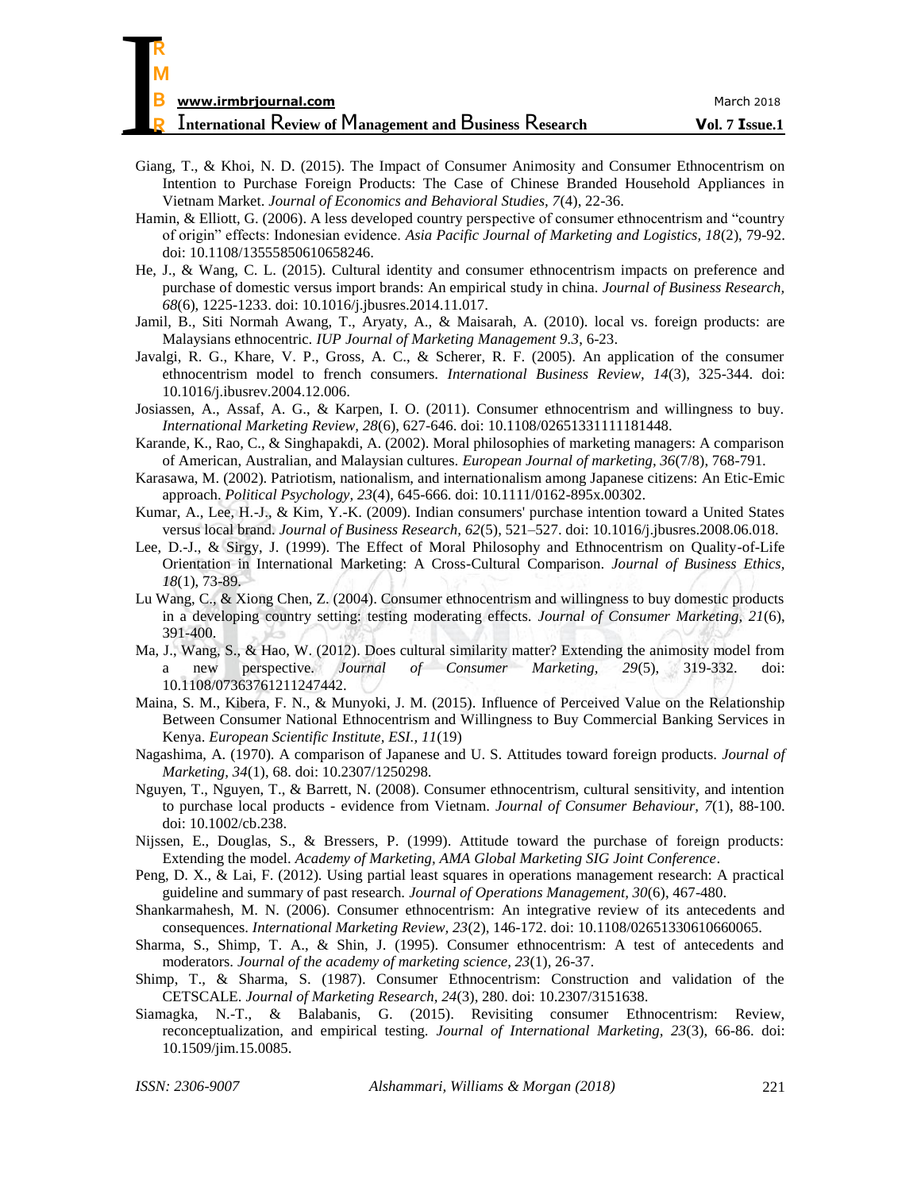Giang, T., & Khoi, N. D. (2015). The Impact of Consumer Animosity and Consumer Ethnocentrism on Intention to Purchase Foreign Products: The Case of Chinese Branded Household Appliances in Vietnam Market. *Journal of Economics and Behavioral Studies, 7*(4), 22-36.

Hamin, & Elliott, G. (2006). A less developed country perspective of consumer ethnocentrism and "country of origin" effects: Indonesian evidence. *Asia Pacific Journal of Marketing and Logistics, 18*(2), 79-92. doi: 10.1108/13555850610658246.

He, J., & Wang, C. L. (2015). Cultural identity and consumer ethnocentrism impacts on preference and purchase of domestic versus import brands: An empirical study in china. *Journal of Business Research, 68*(6), 1225-1233. doi: 10.1016/j.jbusres.2014.11.017.

Jamil, B., Siti Normah Awang, T., Aryaty, A., & Maisarah, A. (2010). local vs. foreign products: are Malaysians ethnocentric. *IUP Journal of Marketing Management 9.3*, 6-23.

Javalgi, R. G., Khare, V. P., Gross, A. C., & Scherer, R. F. (2005). An application of the consumer ethnocentrism model to french consumers. *International Business Review, 14*(3), 325-344. doi: 10.1016/j.ibusrev.2004.12.006.

Josiassen, A., Assaf, A. G., & Karpen, I. O. (2011). Consumer ethnocentrism and willingness to buy. *International Marketing Review, 28*(6), 627-646. doi: 10.1108/02651331111181448.

Karande, K., Rao, C., & Singhapakdi, A. (2002). Moral philosophies of marketing managers: A comparison of American, Australian, and Malaysian cultures. *European Journal of marketing, 36*(7/8), 768-791.

Karasawa, M. (2002). Patriotism, nationalism, and internationalism among Japanese citizens: An Etic-Emic approach. *Political Psychology, 23*(4), 645-666. doi: 10.1111/0162-895x.00302.

Kumar, A., Lee, H.-J., & Kim, Y.-K. (2009). Indian consumers' purchase intention toward a United States versus local brand. *Journal of Business Research, 62*(5), 521–527. doi: 10.1016/j.jbusres.2008.06.018.

Lee, D.-J., & Sirgy, J. (1999). The Effect of Moral Philosophy and Ethnocentrism on Quality-of-Life Orientation in International Marketing: A Cross-Cultural Comparison. *Journal of Business Ethics, 18*(1), 73-89.

Lu Wang, C., & Xiong Chen, Z. (2004). Consumer ethnocentrism and willingness to buy domestic products in a developing country setting: testing moderating effects. *Journal of Consumer Marketing, 21*(6), 391-400.

Ma, J., Wang, S., & Hao, W. (2012). Does cultural similarity matter? Extending the animosity model from a new perspective. *Journal of Consumer Marketing, 29*(5), 319-332. doi: 10.1108/07363761211247442.

Maina, S. M., Kibera, F. N., & Munyoki, J. M. (2015). Influence of Perceived Value on the Relationship Between Consumer National Ethnocentrism and Willingness to Buy Commercial Banking Services in Kenya. *European Scientific Institute, ESI., 11*(19)

Nagashima, A. (1970). A comparison of Japanese and U. S. Attitudes toward foreign products. *Journal of Marketing, 34*(1), 68. doi: 10.2307/1250298.

Nguyen, T., Nguyen, T., & Barrett, N. (2008). Consumer ethnocentrism, cultural sensitivity, and intention to purchase local products - evidence from Vietnam. *Journal of Consumer Behaviour, 7*(1), 88-100. doi: 10.1002/cb.238.

Nijssen, E., Douglas, S., & Bressers, P. (1999). Attitude toward the purchase of foreign products: Extending the model. *Academy of Marketing, AMA Global Marketing SIG Joint Conference*.

Peng, D. X., & Lai, F. (2012). Using partial least squares in operations management research: A practical guideline and summary of past research. *Journal of Operations Management, 30*(6), 467-480.

Shankarmahesh, M. N. (2006). Consumer ethnocentrism: An integrative review of its antecedents and consequences. *International Marketing Review, 23*(2), 146-172. doi: 10.1108/02651330610660065.

Sharma, S., Shimp, T. A., & Shin, J. (1995). Consumer ethnocentrism: A test of antecedents and moderators. *Journal of the academy of marketing science, 23*(1), 26-37.

Shimp, T., & Sharma, S. (1987). Consumer Ethnocentrism: Construction and validation of the CETSCALE. *Journal of Marketing Research, 24*(3), 280. doi: 10.2307/3151638.

Siamagka, N.-T., & Balabanis, G. (2015). Revisiting consumer Ethnocentrism: Review, reconceptualization, and empirical testing. *Journal of International Marketing, 23*(3), 66-86. doi: 10.1509/jim.15.0085.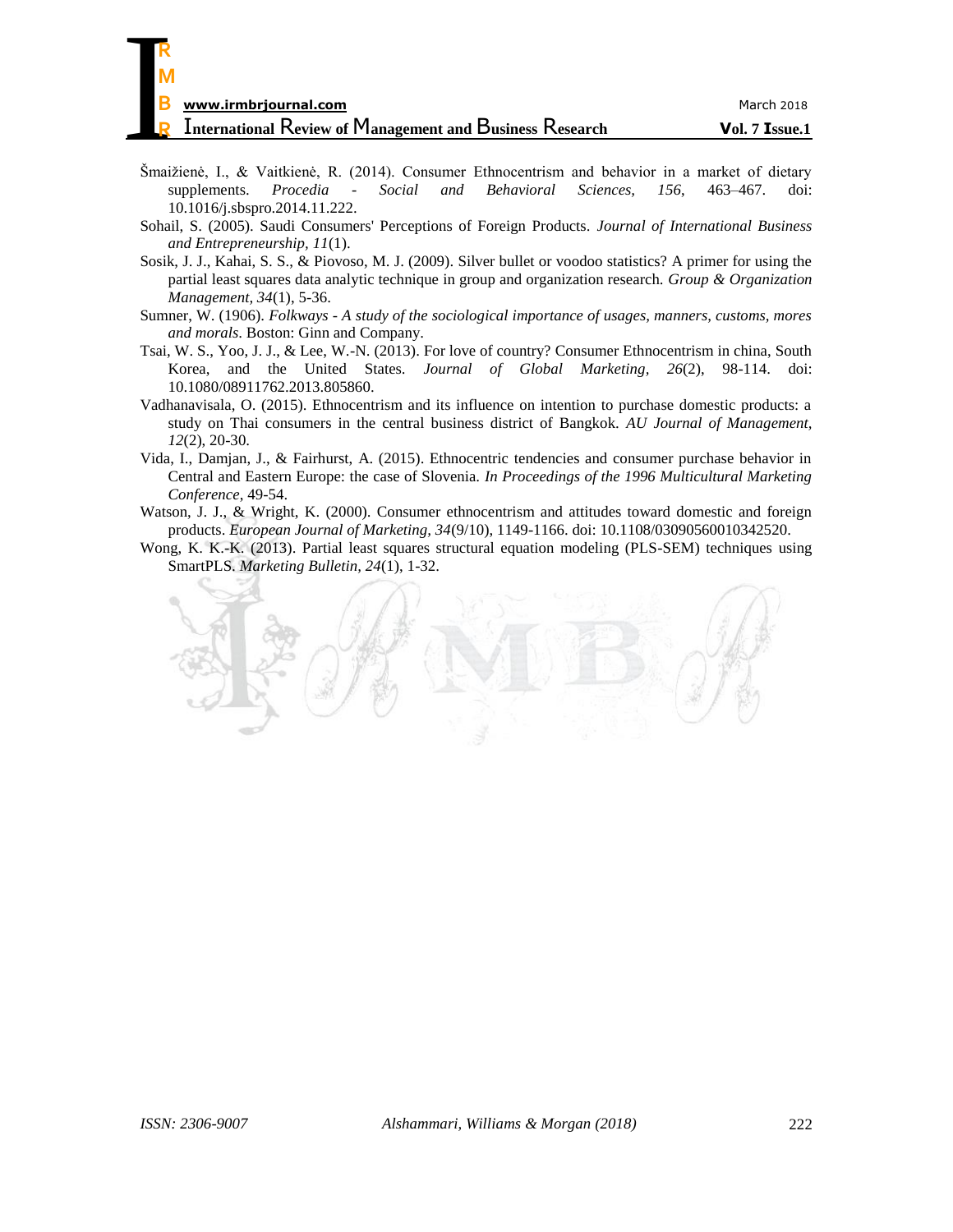Šmaižienė, I., & Vaitkienė, R. (2014). Consumer Ethnocentrism and behavior in a market of dietary supplements. *Procedia - Social and Behavioral Sciences, 156*, 463–467. doi: 10.1016/j.sbspro.2014.11.222.

Sohail, S. (2005). Saudi Consumers' Perceptions of Foreign Products. *Journal of International Business and Entrepreneurship, 11*(1).

Sosik, J. J., Kahai, S. S., & Piovoso, M. J. (2009). Silver bullet or voodoo statistics? A primer for using the partial least squares data analytic technique in group and organization research. *Group & Organization Management, 34*(1), 5-36.

Sumner, W. (1906). *Folkways - A study of the sociological importance of usages, manners, customs, mores and morals*. Boston: Ginn and Company.

Tsai, W. S., Yoo, J. J., & Lee, W.-N. (2013). For love of country? Consumer Ethnocentrism in china, South Korea, and the United States. *Journal of Global Marketing, 26*(2), 98-114. doi: 10.1080/08911762.2013.805860.

Vadhanavisala, O. (2015). Ethnocentrism and its influence on intention to purchase domestic products: a study on Thai consumers in the central business district of Bangkok. *AU Journal of Management, 12*(2), 20-30.

Vida, I., Damjan, J., & Fairhurst, A. (2015). Ethnocentric tendencies and consumer purchase behavior in Central and Eastern Europe: the case of Slovenia. *In Proceedings of the 1996 Multicultural Marketing Conference*, 49-54.

Watson, J. J., & Wright, K. (2000). Consumer ethnocentrism and attitudes toward domestic and foreign products. *European Journal of Marketing, 34*(9/10), 1149-1166. doi: 10.1108/03090560010342520.

Wong, K. K.-K. (2013). Partial least squares structural equation modeling (PLS-SEM) techniques using SmartPLS. *Marketing Bulletin, 24*(1), 1-32.